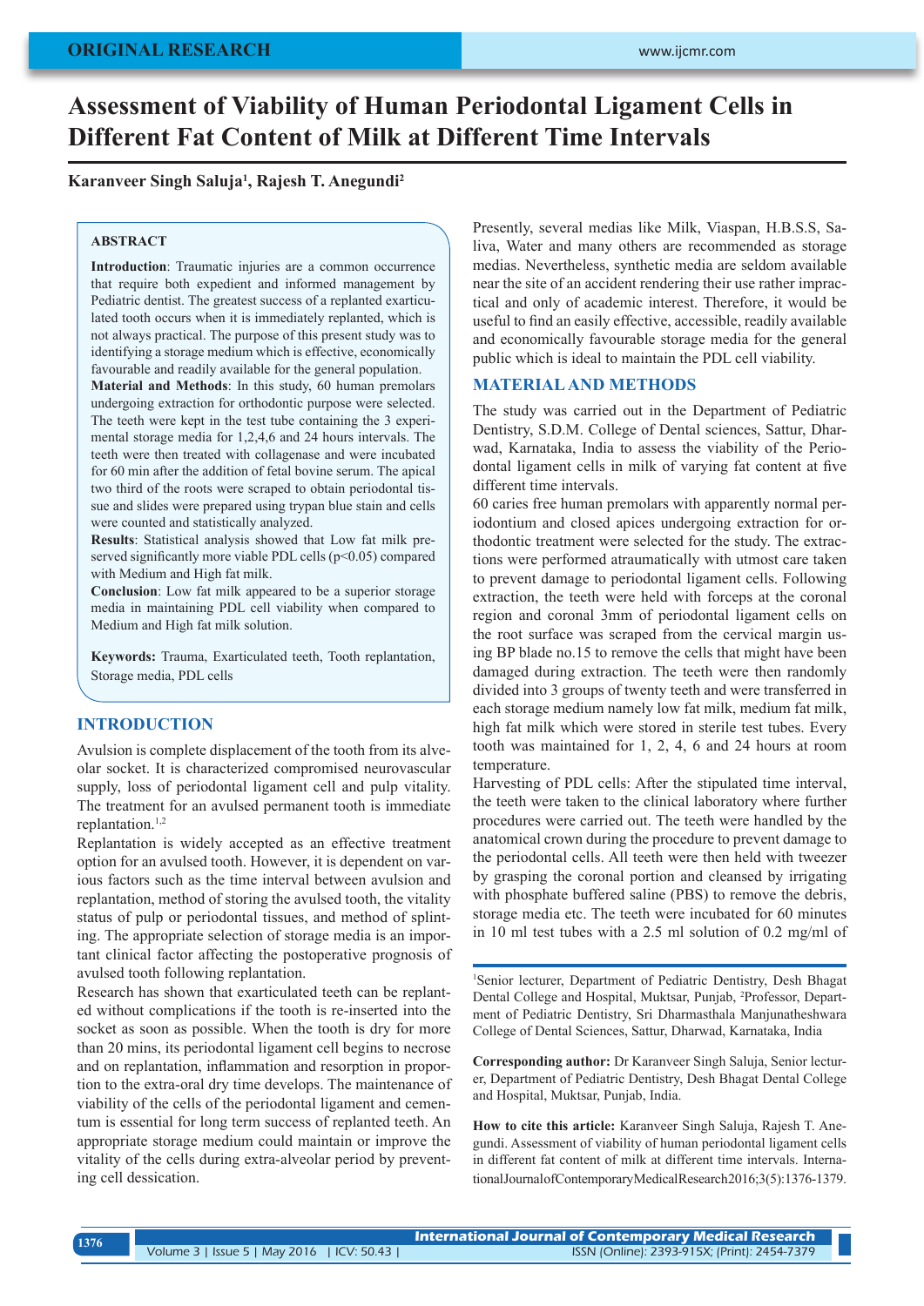# Assessment of Viability of Human Periodontal Ligament Cells in Different Fat Content of Milk at Different Time Intervals

**Karanveer Singh Saluja[1], Rajesh T. Anegundi[2]**

### ABSTRACT

**Introduction**: Traumatic injuries are a common occurrence that require both expedient and informed management by Pediatric dentist. The greatest success of a replanted exarticulated tooth occurs when it is immediately replanted, which is not always practical. The purpose of this present study was to identifying a storage medium which is effective, economically favourable and readily available for the general population.

**Material and Methods**: In this study, 60 human premolars undergoing extraction for orthodontic purpose were selected. The teeth were kept in the test tube containing the 3 experimental storage media for 1,2,4,6 and 24 hours intervals. The teeth were then treated with collagenase and were incubated for 60 min after the addition of fetal bovine serum. The apical two third of the roots were scraped to obtain periodontal tissue and slides were prepared using trypan blue stain and cells were counted and statistically analyzed.

**Results**: Statistical analysis showed that Low fat milk preserved significantly more viable PDL cells ($p<0.05$) compared with Medium and High fat milk.

**Conclusion**: Low fat milk appeared to be a superior storage media in maintaining PDL cell viability when compared to Medium and High fat milk solution.

**Keywords:** Trauma, Exarticulated teeth, Tooth replantation, Storage media, PDL cells

## INTRODUCTION

Avulsion is complete displacement of the tooth from its alveolar socket. It is characterized compromised neurovascular supply, loss of periodontal ligament cell and pulp vitality. The treatment for an avulsed permanent tooth is immediate replantation.[1,2]

Replantation is widely accepted as an effective treatment option for an avulsed tooth. However, it is dependent on various factors such as the time interval between avulsion and replantation, method of storing the avulsed tooth, the vitality status of pulp or periodontal tissues, and method of splinting. The appropriate selection of storage media is an important clinical factor affecting the postoperative prognosis of avulsed tooth following replantation.

Research has shown that exarticulated teeth can be replanted without complications if the tooth is re-inserted into the socket as soon as possible. When the tooth is dry for more than 20 mins, its periodontal ligament cell begins to necrose and on replantation, inflammation and resorption in proportion to the extra-oral dry time develops. The maintenance of viability of the cells of the periodontal ligament and cementum is essential for long term success of replanted teeth. An appropriate storage medium could maintain or improve the vitality of the cells during extra-alveolar period by preventing cell dessication.

Presently, several medias like Milk, Viaspan, H.B.S.S, Saliva, Water and many others are recommended as storage medias. Nevertheless, synthetic media are seldom available near the site of an accident rendering their use rather impractical and only of academic interest. Therefore, it would be useful to find an easily effective, accessible, readily available and economically favourable storage media for the general public which is ideal to maintain the PDL cell viability.

## MATERIAL AND METHODS

The study was carried out in the Department of Pediatric Dentistry, S.D.M. College of Dental sciences, Sattur, Dharwad, Karnataka, India to assess the viability of the Periodontal ligament cells in milk of varying fat content at five different time intervals.

60 caries free human premolars with apparently normal periodontium and closed apices undergoing extraction for orthodontic treatment were selected for the study. The extractions were performed atraumatically with utmost care taken to prevent damage to periodontal ligament cells. Following extraction, the teeth were held with forceps at the coronal region and coronal 3mm of periodontal ligament cells on the root surface was scraped from the cervical margin using BP blade no.15 to remove the cells that might have been damaged during extraction. The teeth were then randomly divided into 3 groups of twenty teeth and were transferred in each storage medium namely low fat milk, medium fat milk, high fat milk which were stored in sterile test tubes. Every tooth was maintained for 1, 2, 4, 6 and 24 hours at room temperature.

Harvesting of PDL cells: After the stipulated time interval, the teeth were taken to the clinical laboratory where further procedures were carried out. The teeth were handled by the anatomical crown during the procedure to prevent damage to the periodontal cells. All teeth were then held with tweezer by grasping the coronal portion and cleansed by irrigating with phosphate buffered saline (PBS) to remove the debris, storage media etc. The teeth were incubated for 60 minutes in 10 ml test tubes with a 2.5 ml solution of 0.2 mg/ml of

[1]Senior lecturer, Department of Pediatric Dentistry, Desh Bhagat Dental College and Hospital, Muktsar, Punjab, [2]Professor, Department of Pediatric Dentistry, Sri Dharmasthala Manjunatheshwara College of Dental Sciences, Sattur, Dharwad, Karnataka, India

**Corresponding author:** Dr Karanveer Singh Saluja, Senior lecturer, Department of Pediatric Dentistry, Desh Bhagat Dental College and Hospital, Muktsar, Punjab, India.

**How to cite this article:** Karanveer Singh Saluja, Rajesh T. Anegundi. Assessment of viability of human periodontal ligament cells in different fat content of milk at different time intervals. International Journal of Contemporary Medical Research 2016;3(5):1376-1379.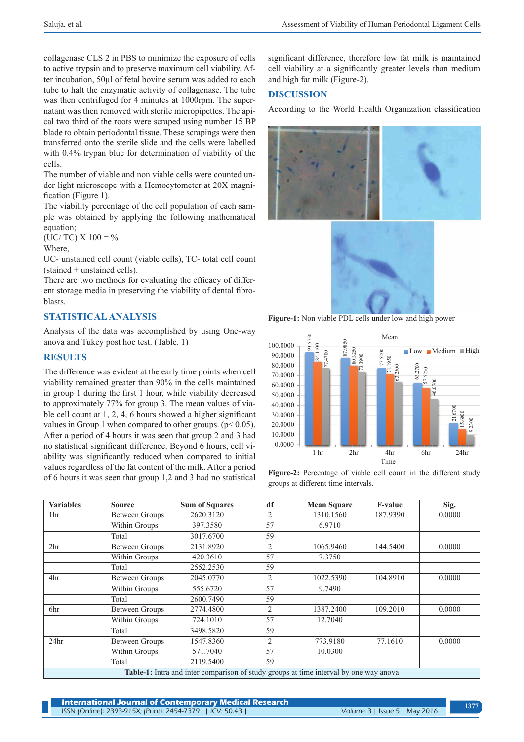collagenase CLS 2 in PBS to minimize the exposure of cells to active trypsin and to preserve maximum cell viability. After incubation, 50µl of fetal bovine serum was added to each tube to halt the enzymatic activity of collagenase. The tube was then centrifuged for 4 minutes at 1000rpm. The supernatant was then removed with sterile micropipettes. The apical two third of the roots were scraped using number 15 BP blade to obtain periodontal tissue. These scrapings were then transferred onto the sterile slide and the cells were labelled with 0.4% trypan blue for determination of viability of the cells.

The number of viable and non viable cells were counted under light microscope with a Hemocytometer at 20X magnification (Figure 1).

The viability percentage of the cell population of each sample was obtained by applying the following mathematical equation;

(UC/ TC) X 100 = %

Where,

UC- unstained cell count (viable cells), TC- total cell count (stained + unstained cells).

There are two methods for evaluating the efficacy of different storage media in preserving the viability of dental fibroblasts.

## STATISTICAL ANALYSIS

Analysis of the data was accomplished by using One-way anova and Tukey post hoc test. (Table. 1)

## RESULTS

The difference was evident at the early time points when cell viability remained greater than 90% in the cells maintained in group 1 during the first 1 hour, while viability decreased to approximately 77% for group 3. The mean values of viable cell count at 1, 2, 4, 6 hours showed a higher significant values in Group 1 when compared to other groups. ($p < 0.05$). After a period of 4 hours it was seen that group 2 and 3 had no statistical significant difference. Beyond 6 hours, cell viability was significantly reduced when compared to initial values regardless of the fat content of the milk. After a period of 6 hours it was seen that group 1,2 and 3 had no statistical significant difference, therefore low fat milk is maintained cell viability at a significantly greater levels than medium and high fat milk (Figure-2).

## DISCUSSION

According to the World Health Organization classification

**Figure-1:** Non viable PDL cells under low and high power

**Figure-2:** Percentage of viable cell count in the different study groups at different time intervals.

| Variables | Source | Sum of Squares | df | Mean Square | F-value | Sig. |
|---|---|---|---|---|---|---|
| 1hr | Between Groups | 2620.3120 | 2 | 1310.1560 | 187.9390 | 0.0000 |
| | Within Groups | 397.3580 | 57 | 6.9710 | | |
| | Total | 3017.6700 | 59 | | | |
| 2hr | Between Groups | 2131.8920 | 2 | 1065.9460 | 144.5400 | 0.0000 |
| | Within Groups | 420.3610 | 57 | 7.3750 | | |
| | Total | 2552.2530 | 59 | | | |
| 4hr | Between Groups | 2045.0770 | 2 | 1022.5390 | 104.8910 | 0.0000 |
| | Within Groups | 555.6720 | 57 | 9.7490 | | |
| | Total | 2600.7490 | 59 | | | |
| 6hr | Between Groups | 2774.4800 | 2 | 1387.2400 | 109.2010 | 0.0000 |
| | Within Groups | 724.1010 | 57 | 12.7040 | | |
| | Total | 3498.5820 | 59 | | | |
| 24hr | Between Groups | 1547.8360 | 2 | 773.9180 | 77.1610 | 0.0000 |
| | Within Groups | 571.7040 | 57 | 10.0300 | | |
| | Total | 2119.5400 | 59 | | | |

**Table-1:** Intra and inter comparison of study groups at time interval by one way anova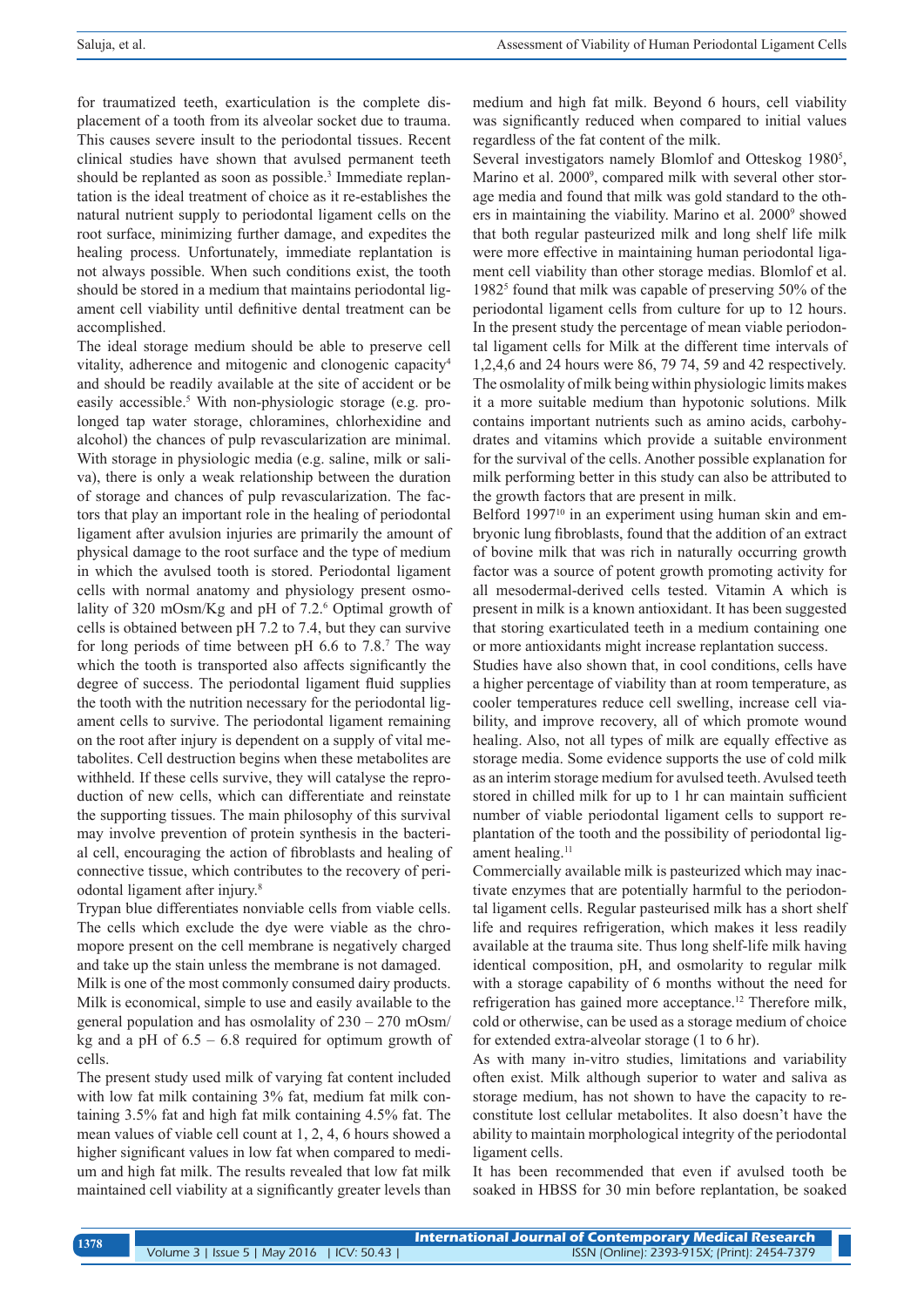for traumatized teeth, exarticulation is the complete displacement of a tooth from its alveolar socket due to trauma. This causes severe insult to the periodontal tissues. Recent clinical studies have shown that avulsed permanent teeth should be replanted as soon as possible.[3] Immediate replantation is the ideal treatment of choice as it re-establishes the natural nutrient supply to periodontal ligament cells on the root surface, minimizing further damage, and expedites the healing process. Unfortunately, immediate replantation is not always possible. When such conditions exist, the tooth should be stored in a medium that maintains periodontal ligament cell viability until definitive dental treatment can be accomplished.

The ideal storage medium should be able to preserve cell vitality, adherence and mitogenic and clonogenic capacity[4] and should be readily available at the site of accident or be easily accessible.[5] With non-physiologic storage (e.g. prolonged tap water storage, chloramines, chlorhexidine and alcohol) the chances of pulp revascularization are minimal. With storage in physiologic media (e.g. saline, milk or saliva), there is only a weak relationship between the duration of storage and chances of pulp revascularization. The factors that play an important role in the healing of periodontal ligament after avulsion injuries are primarily the amount of physical damage to the root surface and the type of medium in which the avulsed tooth is stored. Periodontal ligament cells with normal anatomy and physiology present osmolality of 320 mOsm/Kg and pH of 7.2.[6] Optimal growth of cells is obtained between pH 7.2 to 7.4, but they can survive for long periods of time between pH 6.6 to 7.8.[7] The way which the tooth is transported also affects significantly the degree of success. The periodontal ligament fluid supplies the tooth with the nutrition necessary for the periodontal ligament cells to survive. The periodontal ligament remaining on the root after injury is dependent on a supply of vital metabolites. Cell destruction begins when these metabolites are withheld. If these cells survive, they will catalyse the reproduction of new cells, which can differentiate and reinstate the supporting tissues. The main philosophy of this survival may involve prevention of protein synthesis in the bacterial cell, encouraging the action of fibroblasts and healing of connective tissue, which contributes to the recovery of periodontal ligament after injury.[8]

Trypan blue differentiates nonviable cells from viable cells. The cells which exclude the dye were viable as the chromopore present on the cell membrane is negatively charged and take up the stain unless the membrane is not damaged.

Milk is one of the most commonly consumed dairy products. Milk is economical, simple to use and easily available to the general population and has osmolality of 230 – 270 mOsm/kg and a pH of 6.5 – 6.8 required for optimum growth of cells.

The present study used milk of varying fat content included with low fat milk containing 3% fat, medium fat milk containing 3.5% fat and high fat milk containing 4.5% fat. The mean values of viable cell count at 1, 2, 4, 6 hours showed a higher significant values in low fat when compared to medium and high fat milk. The results revealed that low fat milk maintained cell viability at a significantly greater levels than medium and high fat milk. Beyond 6 hours, cell viability was significantly reduced when compared to initial values regardless of the fat content of the milk.

Several investigators namely Blomlof and Otteskog 1980[5], Marino et al. 2000[9], compared milk with several other storage media and found that milk was gold standard to the others in maintaining the viability. Marino et al. 2000[9] showed that both regular pasteurized milk and long shelf life milk were more effective in maintaining human periodontal ligament cell viability than other storage medias. Blomlof et al. 1982[5] found that milk was capable of preserving 50% of the periodontal ligament cells from culture for up to 12 hours. In the present study the percentage of mean viable periodontal ligament cells for Milk at the different time intervals of 1,2,4,6 and 24 hours were 86, 79 74, 59 and 42 respectively. The osmolality of milk being within physiologic limits makes it a more suitable medium than hypotonic solutions. Milk contains important nutrients such as amino acids, carbohydrates and vitamins which provide a suitable environment for the survival of the cells. Another possible explanation for milk performing better in this study can also be attributed to the growth factors that are present in milk.

Belford 1997[10] in an experiment using human skin and embryonic lung fibroblasts, found that the addition of an extract of bovine milk that was rich in naturally occurring growth factor was a source of potent growth promoting activity for all mesodermal-derived cells tested. Vitamin A which is present in milk is a known antioxidant. It has been suggested that storing exarticulated teeth in a medium containing one or more antioxidants might increase replantation success.

Studies have also shown that, in cool conditions, cells have a higher percentage of viability than at room temperature, as cooler temperatures reduce cell swelling, increase cell viability, and improve recovery, all of which promote wound healing. Also, not all types of milk are equally effective as storage media. Some evidence supports the use of cold milk as an interim storage medium for avulsed teeth. Avulsed teeth stored in chilled milk for up to 1 hr can maintain sufficient number of viable periodontal ligament cells to support replantation of the tooth and the possibility of periodontal ligament healing.[11]

Commercially available milk is pasteurized which may inactivate enzymes that are potentially harmful to the periodontal ligament cells. Regular pasteurised milk has a short shelf life and requires refrigeration, which makes it less readily available at the trauma site. Thus long shelf-life milk having identical composition, pH, and osmolarity to regular milk with a storage capability of 6 months without the need for refrigeration has gained more acceptance.[12] Therefore milk, cold or otherwise, can be used as a storage medium of choice for extended extra-alveolar storage (1 to 6 hr).

As with many in-vitro studies, limitations and variability often exist. Milk although superior to water and saliva as storage medium, has not shown to have the capacity to reconstitute lost cellular metabolites. It also doesn't have the ability to maintain morphological integrity of the periodontal ligament cells.

It has been recommended that even if avulsed tooth be soaked in HBSS for 30 min before replantation, be soaked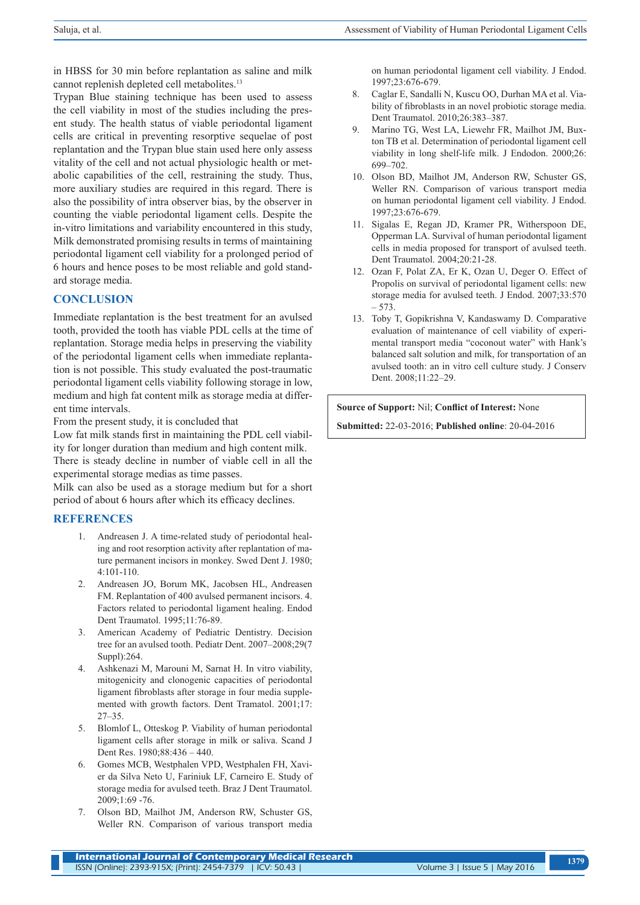in HBSS for 30 min before replantation as saline and milk cannot replenish depleted cell metabolites.[13]

Trypan Blue staining technique has been used to assess the cell viability in most of the studies including the present study. The health status of viable periodontal ligament cells are critical in preventing resorptive sequelae of post replantation and the Trypan blue stain used here only assess vitality of the cell and not actual physiologic health or metabolic capabilities of the cell, restraining the study. Thus, more auxiliary studies are required in this regard. There is also the possibility of intra observer bias, by the observer in counting the viable periodontal ligament cells. Despite the in-vitro limitations and variability encountered in this study, Milk demonstrated promising results in terms of maintaining periodontal ligament cell viability for a prolonged period of 6 hours and hence poses to be most reliable and gold standard storage media.

## CONCLUSION

Immediate replantation is the best treatment for an avulsed tooth, provided the tooth has viable PDL cells at the time of replantation. Storage media helps in preserving the viability of the periodontal ligament cells when immediate replantation is not possible. This study evaluated the post-traumatic periodontal ligament cells viability following storage in low, medium and high fat content milk as storage media at different time intervals.

From the present study, it is concluded that

Low fat milk stands first in maintaining the PDL cell viability for longer duration than medium and high content milk.

There is steady decline in number of viable cell in all the experimental storage medias as time passes.

Milk can also be used as a storage medium but for a short period of about 6 hours after which its efficacy declines.

## REFERENCES

1. Andreasen J. A time-related study of periodontal healing and root resorption activity after replantation of mature permanent incisors in monkey. Swed Dent J. 1980; 4:101-110.
2. Andreasen JO, Borum MK, Jacobsen HL, Andreasen FM. Replantation of 400 avulsed permanent incisors. 4. Factors related to periodontal ligament healing. Endod Dent Traumatol. 1995;11:76-89.
3. American Academy of Pediatric Dentistry. Decision tree for an avulsed tooth. Pediatr Dent. 2007–2008;29(7 Suppl):264.
4. Ashkenazi M, Marouni M, Sarnat H. In vitro viability, mitogenicity and clonogenic capacities of periodontal ligament fibroblasts after storage in four media supplemented with growth factors. Dent Tramatol. 2001;17: 27–35.
5. Blomlof L, Otteskog P. Viability of human periodontal ligament cells after storage in milk or saliva. Scand J Dent Res. 1980;88:436 – 440.
6. Gomes MCB, Westphalen VPD, Westphalen FH, Xavier da Silva Neto U, Fariniuk LF, Carneiro E. Study of storage media for avulsed teeth. Braz J Dent Traumatol. 2009;1:69 -76.
7. Olson BD, Mailhot JM, Anderson RW, Schuster GS, Weller RN. Comparison of various transport media on human periodontal ligament cell viability. J Endod. 1997;23:676-679.
8. Caglar E, Sandalli N, Kuscu OO, Durhan MA et al. Viability of fibroblasts in an novel probiotic storage media. Dent Traumatol. 2010;26:383–387.
9. Marino TG, West LA, Liewehr FR, Mailhot JM, Buxton TB et al. Determination of periodontal ligament cell viability in long shelf-life milk. J Endodon. 2000;26: 699–702.
10. Olson BD, Mailhot JM, Anderson RW, Schuster GS, Weller RN. Comparison of various transport media on human periodontal ligament cell viability. J Endod. 1997;23:676-679.
11. Sigalas E, Regan JD, Kramer PR, Witherspoon DE, Opperman LA. Survival of human periodontal ligament cells in media proposed for transport of avulsed teeth. Dent Traumatol. 2004;20:21-28.
12. Ozan F, Polat ZA, Er K, Ozan U, Deger O. Effect of Propolis on survival of periodontal ligament cells: new storage media for avulsed teeth. J Endod. 2007;33:570 – 573.
13. Toby T, Gopikrishna V, Kandaswamy D. Comparative evaluation of maintenance of cell viability of experimental transport media "coconout water" with Hank's balanced salt solution and milk, for transportation of an avulsed tooth: an in vitro cell culture study. J Conserv Dent. 2008;11:22–29.

**Source of Support:** Nil; **Conflict of Interest:** None

**Submitted:** 22-03-2016; **Published online**: 20-04-2016